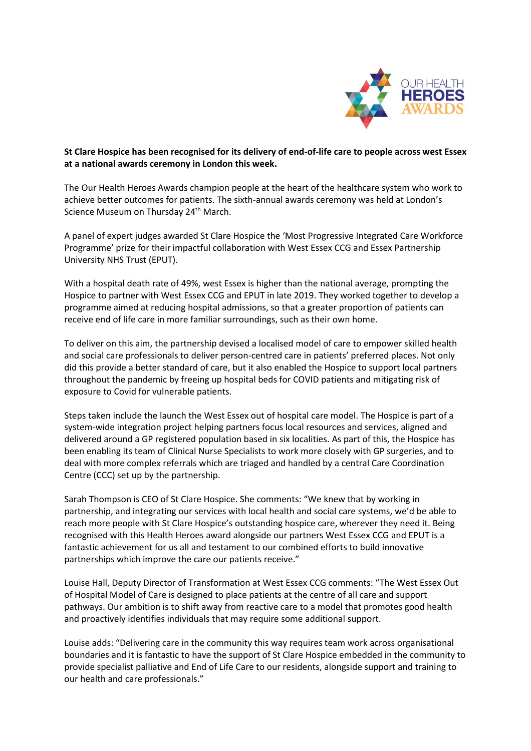**St Clare Hospice has been recognised for its delivery of end-of-life care to people across west Essex at a national awards ceremony in London this week.**

The Our Health Heroes Awards champion people at the heart of the healthcare system who work to achieve better outcomes for patients. The sixth-annual awards ceremony was held at London's Science Museum on Thursday 24th March.

A panel of expert judges awarded St Clare Hospice the 'Most Progressive Integrated Care Workforce Programme' prize for their impactful collaboration with West Essex CCG and Essex Partnership University NHS Trust (EPUT).

With a hospital death rate of 49%, west Essex is higher than the national average, prompting the Hospice to partner with West Essex CCG and EPUT in late 2019. They worked together to develop a programme aimed at reducing hospital admissions, so that a greater proportion of patients can receive end of life care in more familiar surroundings, such as their own home.

To deliver on this aim, the partnership devised a localised model of care to empower skilled health and social care professionals to deliver person-centred care in patients' preferred places. Not only did this provide a better standard of care, but it also enabled the Hospice to support local partners throughout the pandemic by freeing up hospital beds for COVID patients and mitigating risk of exposure to Covid for vulnerable patients.

Steps taken include the launch the West Essex out of hospital care model. The Hospice is part of a system-wide integration project helping partners focus local resources and services, aligned and delivered around a GP registered population based in six localities. As part of this, the Hospice has been enabling its team of Clinical Nurse Specialists to work more closely with GP surgeries, and to deal with more complex referrals which are triaged and handled by a central Care Coordination Centre (CCC) set up by the partnership.

Sarah Thompson is CEO of St Clare Hospice. She comments: "We knew that by working in partnership, and integrating our services with local health and social care systems, we'd be able to reach more people with St Clare Hospice's outstanding hospice care, wherever they need it. Being recognised with this Health Heroes award alongside our partners West Essex CCG and EPUT is a fantastic achievement for us all and testament to our combined efforts to build innovative partnerships which improve the care our patients receive."

Louise Hall, Deputy Director of Transformation at West Essex CCG comments: "The West Essex Out of Hospital Model of Care is designed to place patients at the centre of all care and support pathways. Our ambition is to shift away from reactive care to a model that promotes good health and proactively identifies individuals that may require some additional support.

Louise adds: "Delivering care in the community this way requires team work across organisational boundaries and it is fantastic to have the support of St Clare Hospice embedded in the community to provide specialist palliative and End of Life Care to our residents, alongside support and training to our health and care professionals."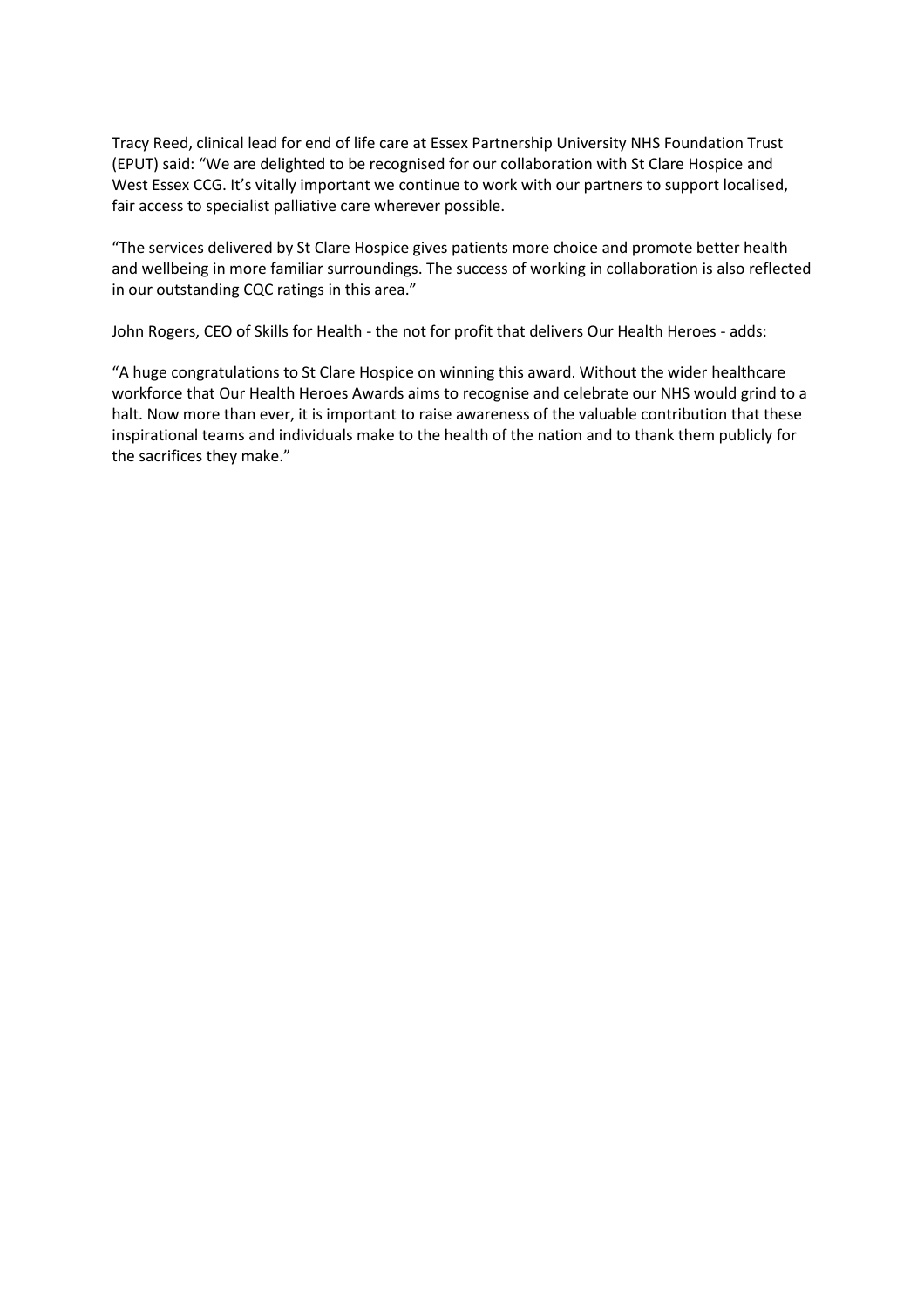Tracy Reed, clinical lead for end of life care at Essex Partnership University NHS Foundation Trust (EPUT) said: “We are delighted to be recognised for our collaboration with St Clare Hospice and West Essex CCG. It’s vitally important we continue to work with our partners to support localised, fair access to specialist palliative care wherever possible.

“The services delivered by St Clare Hospice gives patients more choice and promote better health and wellbeing in more familiar surroundings. The success of working in collaboration is also reflected in our outstanding CQC ratings in this area.”

John Rogers, CEO of Skills for Health - the not for profit that delivers Our Health Heroes - adds:

“A huge congratulations to St Clare Hospice on winning this award. Without the wider healthcare workforce that Our Health Heroes Awards aims to recognise and celebrate our NHS would grind to a halt. Now more than ever, it is important to raise awareness of the valuable contribution that these inspirational teams and individuals make to the health of the nation and to thank them publicly for the sacrifices they make.”